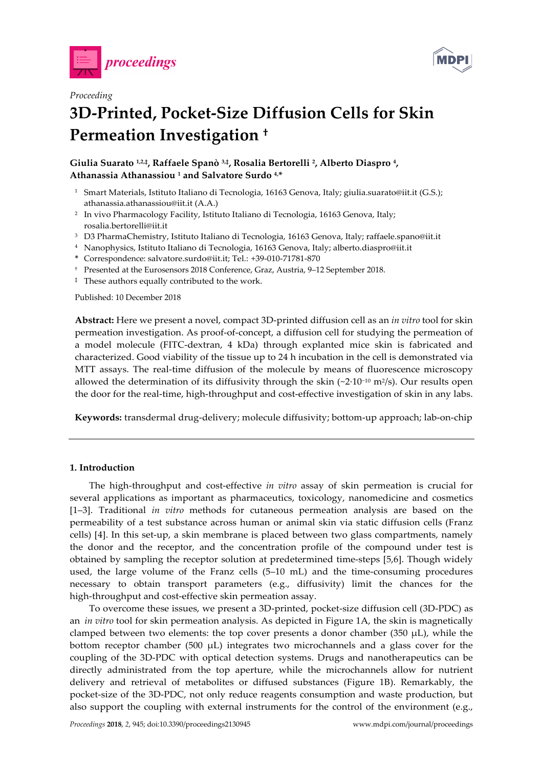Proceeding

# 3D-Printed, Pocket-Size Diffusion Cells for Skin Permeation Investigation [†]

**Giulia Suarato [1,2,‡], Raffaele Spanò [3,‡], Rosalia Bertorelli [2], Alberto Diaspro [4], Athanassia Athanassiou [1] and Salvatore Surdo [4,*]**

[1] Smart Materials, Istituto Italiano di Tecnologia, 16163 Genova, Italy; giulia.suarato@iit.it (G.S.); athanassia.athanassiou@iit.it (A.A.)
[2] In vivo Pharmacology Facility, Istituto Italiano di Tecnologia, 16163 Genova, Italy; rosalia.bertorelli@iit.it
[3] D3 PharmaChemistry, Istituto Italiano di Tecnologia, 16163 Genova, Italy; raffaele.spano@iit.it
[4] Nanophysics, Istituto Italiano di Tecnologia, 16163 Genova, Italy; alberto.diaspro@iit.it
[*] Correspondence: salvatore.surdo@iit.it; Tel.: +39-010-71781-870
[†] Presented at the Eurosensors 2018 Conference, Graz, Austria, 9–12 September 2018.
[‡] These authors equally contributed to the work.

Published: 10 December 2018

**Abstract:** Here we present a novel, compact 3D-printed diffusion cell as an *in vitro* tool for skin permeation investigation. As proof-of-concept, a diffusion cell for studying the permeation of a model molecule (FITC-dextran, 4 kDa) through explanted mice skin is fabricated and characterized. Good viability of the tissue up to 24 h incubation in the cell is demonstrated via MTT assays. The real-time diffusion of the molecule by means of fluorescence microscopy allowed the determination of its diffusivity through the skin (~$2 \cdot 10^{-10}$ $m^2/s$). Our results open the door for the real-time, high-throughput and cost-effective investigation of skin in any labs.

**Keywords:** transdermal drug-delivery; molecule diffusivity; bottom-up approach; lab-on-chip

## 1. Introduction

The high-throughput and cost-effective *in vitro* assay of skin permeation is crucial for several applications as important as pharmaceutics, toxicology, nanomedicine and cosmetics [1–3]. Traditional *in vitro* methods for cutaneous permeation analysis are based on the permeability of a test substance across human or animal skin via static diffusion cells (Franz cells) [4]. In this set-up, a skin membrane is placed between two glass compartments, namely the donor and the receptor, and the concentration profile of the compound under test is obtained by sampling the receptor solution at predetermined time-steps [5,6]. Though widely used, the large volume of the Franz cells (5–10 mL) and the time-consuming procedures necessary to obtain transport parameters (e.g., diffusivity) limit the chances for the high-throughput and cost-effective skin permeation assay.

To overcome these issues, we present a 3D-printed, pocket-size diffusion cell (3D-PDC) as an *in vitro* tool for skin permeation analysis. As depicted in Figure 1A, the skin is magnetically clamped between two elements: the top cover presents a donor chamber (350 μL), while the bottom receptor chamber (500 μL) integrates two microchannels and a glass cover for the coupling of the 3D-PDC with optical detection systems. Drugs and nanotherapeutics can be directly administrated from the top aperture, while the microchannels allow for nutrient delivery and retrieval of metabolites or diffused substances (Figure 1B). Remarkably, the pocket-size of the 3D-PDC, not only reduce reagents consumption and waste production, but also support the coupling with external instruments for the control of the environment (e.g.,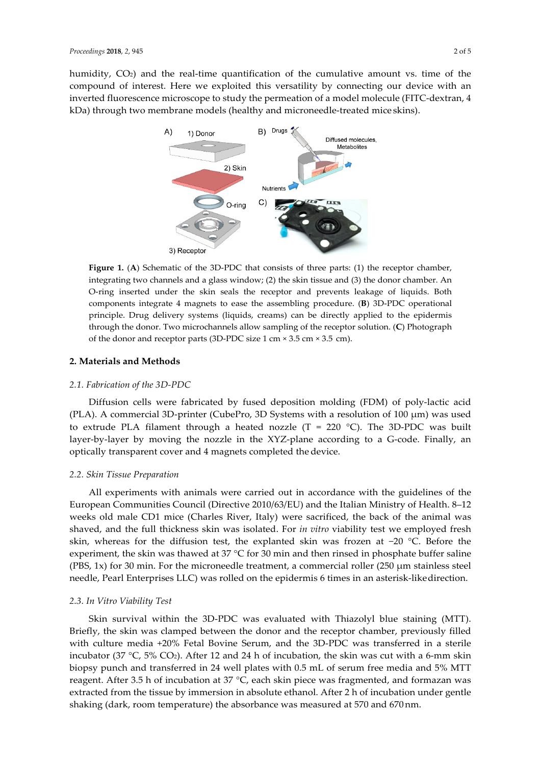humidity, $CO_2$) and the real-time quantification of the cumulative amount vs. time of the compound of interest. Here we exploited this versatility by connecting our device with an inverted fluorescence microscope to study the permeation of a model molecule (FITC-dextran, 4 kDa) through two membrane models (healthy and microneedle-treated mice skins).

**Figure 1.** (**A**) Schematic of the 3D-PDC that consists of three parts: (1) the receptor chamber, integrating two channels and a glass window; (2) the skin tissue and (3) the donor chamber. An O-ring inserted under the skin seals the receptor and prevents leakage of liquids. Both components integrate 4 magnets to ease the assembling procedure. (**B**) 3D-PDC operational principle. Drug delivery systems (liquids, creams) can be directly applied to the epidermis through the donor. Two microchannels allow sampling of the receptor solution. (**C**) Photograph of the donor and receptor parts (3D-PDC size 1 cm × 3.5 cm × 3.5 cm).

## 2. Materials and Methods

### *2.1. Fabrication of the 3D-PDC*

Diffusion cells were fabricated by fused deposition molding (FDM) of poly-lactic acid (PLA). A commercial 3D-printer (CubePro, 3D Systems with a resolution of 100 μm) was used to extrude PLA filament through a heated nozzle (T = 220 °C). The 3D-PDC was built layer-by-layer by moving the nozzle in the XYZ-plane according to a G-code. Finally, an optically transparent cover and 4 magnets completed the device.

### *2.2. Skin Tissue Preparation*

All experiments with animals were carried out in accordance with the guidelines of the European Communities Council (Directive 2010/63/EU) and the Italian Ministry of Health. 8–12 weeks old male CD1 mice (Charles River, Italy) were sacrificed, the back of the animal was shaved, and the full thickness skin was isolated. For *in vitro* viability test we employed fresh skin, whereas for the diffusion test, the explanted skin was frozen at −20 °C. Before the experiment, the skin was thawed at 37 °C for 30 min and then rinsed in phosphate buffer saline (PBS, 1x) for 30 min. For the microneedle treatment, a commercial roller (250 μm stainless steel needle, Pearl Enterprises LLC) was rolled on the epidermis 6 times in an asterisk-like direction.

### *2.3. In Vitro Viability Test*

Skin survival within the 3D-PDC was evaluated with Thiazolyl blue staining (MTT). Briefly, the skin was clamped between the donor and the receptor chamber, previously filled with culture media +20% Fetal Bovine Serum, and the 3D-PDC was transferred in a sterile incubator (37 °C, 5% $CO_2$). After 12 and 24 h of incubation, the skin was cut with a 6-mm skin biopsy punch and transferred in 24 well plates with 0.5 mL of serum free media and 5% MTT reagent. After 3.5 h of incubation at 37 °C, each skin piece was fragmented, and formazan was extracted from the tissue by immersion in absolute ethanol. After 2 h of incubation under gentle shaking (dark, room temperature) the absorbance was measured at 570 and 670 nm.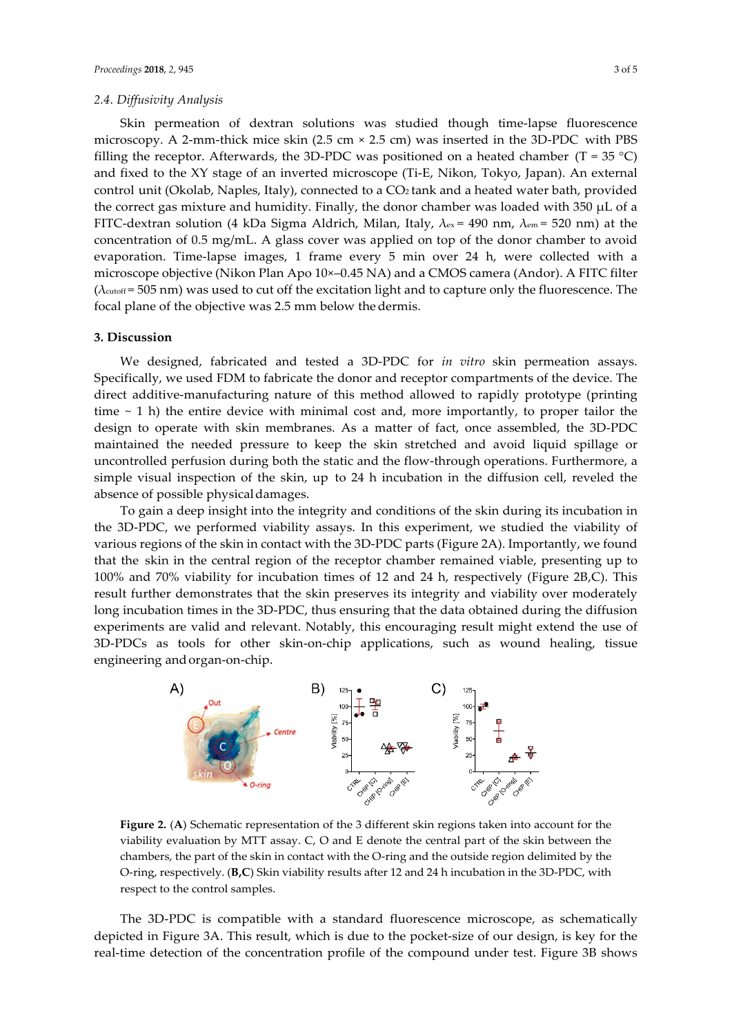### 2.4. Diffusivity Analysis

Skin permeation of dextran solutions was studied though time-lapse fluorescence microscopy. A 2-mm-thick mice skin (2.5 cm × 2.5 cm) was inserted in the 3D-PDC with PBS filling the receptor. Afterwards, the 3D-PDC was positioned on a heated chamber (T = 35 °C) and fixed to the XY stage of an inverted microscope (Ti-E, Nikon, Tokyo, Japan). An external control unit (Okolab, Naples, Italy), connected to a $CO_2$ tank and a heated water bath, provided the correct gas mixture and humidity. Finally, the donor chamber was loaded with 350 μL of a FITC-dextran solution (4 kDa Sigma Aldrich, Milan, Italy, $\lambda_{ex}$ = 490 nm, $\lambda_{em}$ = 520 nm) at the concentration of 0.5 mg/mL. A glass cover was applied on top of the donor chamber to avoid evaporation. Time-lapse images, 1 frame every 5 min over 24 h, were collected with a microscope objective (Nikon Plan Apo 10×–0.45 NA) and a CMOS camera (Andor). A FITC filter ($\lambda_{cutoff}$ = 505 nm) was used to cut off the excitation light and to capture only the fluorescence. The focal plane of the objective was 2.5 mm below the dermis.

## 3. Discussion

We designed, fabricated and tested a 3D-PDC for *in vitro* skin permeation assays. Specifically, we used FDM to fabricate the donor and receptor compartments of the device. The direct additive-manufacturing nature of this method allowed to rapidly prototype (printing time ~ 1 h) the entire device with minimal cost and, more importantly, to proper tailor the design to operate with skin membranes. As a matter of fact, once assembled, the 3D-PDC maintained the needed pressure to keep the skin stretched and avoid liquid spillage or uncontrolled perfusion during both the static and the flow-through operations. Furthermore, a simple visual inspection of the skin, up to 24 h incubation in the diffusion cell, revealed the absence of possible physical damages.

To gain a deep insight into the integrity and conditions of the skin during its incubation in the 3D-PDC, we performed viability assays. In this experiment, we studied the viability of various regions of the skin in contact with the 3D-PDC parts (Figure 2A). Importantly, we found that the skin in the central region of the receptor chamber remained viable, presenting up to 100% and 70% viability for incubation times of 12 and 24 h, respectively (Figure 2B,C). This result further demonstrates that the skin preserves its integrity and viability over moderately long incubation times in the 3D-PDC, thus ensuring that the data obtained during the diffusion experiments are valid and relevant. Notably, this encouraging result might extend the use of 3D-PDCs as tools for other skin-on-chip applications, such as wound healing, tissue engineering and organ-on-chip.

**Figure 2.** (**A**) Schematic representation of the 3 different skin regions taken into account for the viability evaluation by MTT assay. C, O and E denote the central part of the skin between the chambers, the part of the skin in contact with the O-ring and the outside region delimited by the O-ring, respectively. (**B**,**C**) Skin viability results after 12 and 24 h incubation in the 3D-PDC, with respect to the control samples.

The 3D-PDC is compatible with a standard fluorescence microscope, as schematically depicted in Figure 3A. This result, which is due to the pocket-size of our design, is key for the real-time detection of the concentration profile of the compound under test. Figure 3B shows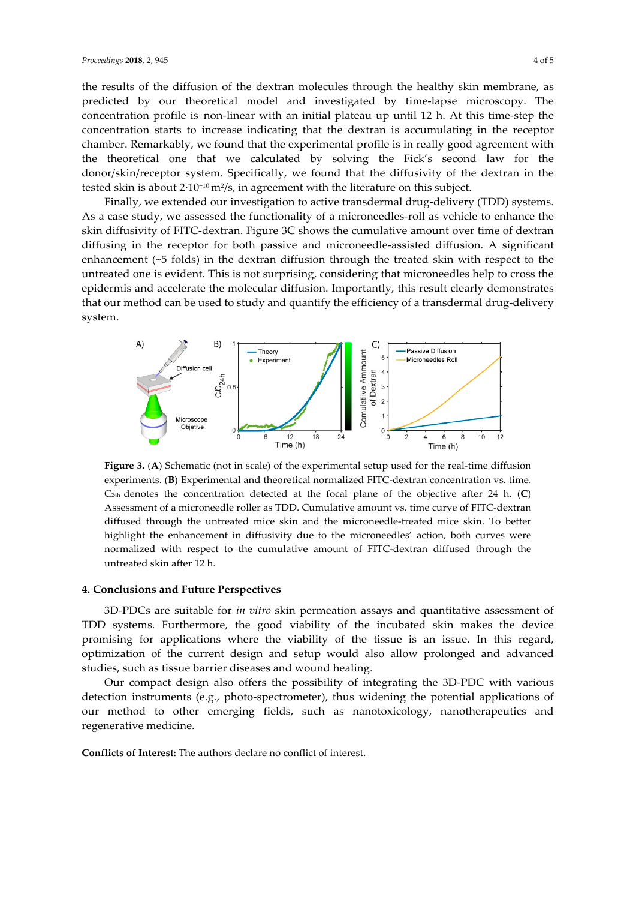the results of the diffusion of the dextran molecules through the healthy skin membrane, as predicted by our theoretical model and investigated by time-lapse microscopy. The concentration profile is non-linear with an initial plateau up until 12 h. At this time-step the concentration starts to increase indicating that the dextran is accumulating in the receptor chamber. Remarkably, we found that the experimental profile is in really good agreement with the theoretical one that we calculated by solving the Fick's second law for the donor/skin/receptor system. Specifically, we found that the diffusivity of the dextran in the tested skin is about $2 \cdot 10^{-10}$ m$^2$/s, in agreement with the literature on this subject.

Finally, we extended our investigation to active transdermal drug-delivery (TDD) systems. As a case study, we assessed the functionality of a microneedles-roll as vehicle to enhance the skin diffusivity of FITC-dextran. Figure 3C shows the cumulative amount over time of dextran diffusing in the receptor for both passive and microneedle-assisted diffusion. A significant enhancement (~5 folds) in the dextran diffusion through the treated skin with respect to the untreated one is evident. This is not surprising, considering that microneedles help to cross the epidermis and accelerate the molecular diffusion. Importantly, this result clearly demonstrates that our method can be used to study and quantify the efficiency of a transdermal drug-delivery system.

**Figure 3.** (**A**) Schematic (not in scale) of the experimental setup used for the real-time diffusion experiments. (**B**) Experimental and theoretical normalized FITC-dextran concentration vs. time. $C_{24h}$ denotes the concentration detected at the focal plane of the objective after 24 h. (**C**) Assessment of a microneedle roller as TDD. Cumulative amount vs. time curve of FITC-dextran diffused through the untreated mice skin and the microneedle-treated mice skin. To better highlight the enhancement in diffusivity due to the microneedles' action, both curves were normalized with respect to the cumulative amount of FITC-dextran diffused through the untreated skin after 12 h.

## 4. Conclusions and Future Perspectives

3D-PDCs are suitable for *in vitro* skin permeation assays and quantitative assessment of TDD systems. Furthermore, the good viability of the incubated skin makes the device promising for applications where the viability of the tissue is an issue. In this regard, optimization of the current design and setup would also allow prolonged and advanced studies, such as tissue barrier diseases and wound healing.

Our compact design also offers the possibility of integrating the 3D-PDC with various detection instruments (e.g., photo-spectrometer), thus widening the potential applications of our method to other emerging fields, such as nanotoxicology, nanotherapeutics and regenerative medicine.

**Conflicts of Interest:** The authors declare no conflict of interest.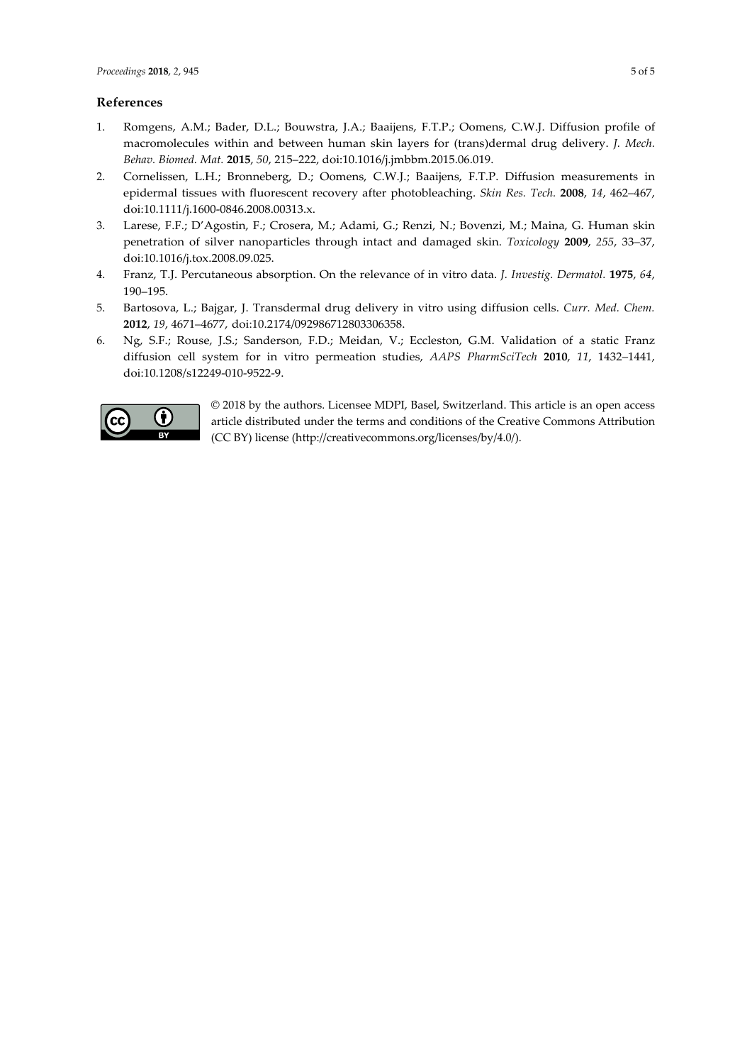## References

1. Romgens, A.M.; Bader, D.L.; Bouwstra, J.A.; Baaijens, F.T.P.; Oomens, C.W.J. Diffusion profile of macromolecules within and between human skin layers for (trans)dermal drug delivery. *J. Mech. Behav. Biomed. Mat.* **2015**, *50*, 215–222, doi:10.1016/j.jmbbm.2015.06.019.
2. Cornelissen, L.H.; Bronneberg, D.; Oomens, C.W.J.; Baaijens, F.T.P. Diffusion measurements in epidermal tissues with fluorescent recovery after photobleaching. *Skin Res. Tech.* **2008**, *14*, 462–467, doi:10.1111/j.1600-0846.2008.00313.x.
3. Larese, F.F.; D'Agostin, F.; Crosera, M.; Adami, G.; Renzi, N.; Bovenzi, M.; Maina, G. Human skin penetration of silver nanoparticles through intact and damaged skin. *Toxicology* **2009**, *255*, 33–37, doi:10.1016/j.tox.2008.09.025.
4. Franz, T.J. Percutaneous absorption. On the relevance of in vitro data. *J. Investig. Dermatol.* **1975**, *64*, 190–195.
5. Bartosova, L.; Bajgar, J. Transdermal drug delivery in vitro using diffusion cells. *Curr. Med. Chem.* **2012**, *19*, 4671–4677, doi:10.2174/092986712803306358.
6. Ng, S.F.; Rouse, J.S.; Sanderson, F.D.; Meidan, V.; Eccleston, G.M. Validation of a static Franz diffusion cell system for in vitro permeation studies, *AAPS PharmSciTech* **2010**, *11*, 1432–1441, doi:10.1208/s12249-010-9522-9.

© 2018 by the authors. Licensee MDPI, Basel, Switzerland. This article is an open access article distributed under the terms and conditions of the Creative Commons Attribution (CC BY) license (http://creativecommons.org/licenses/by/4.0/).